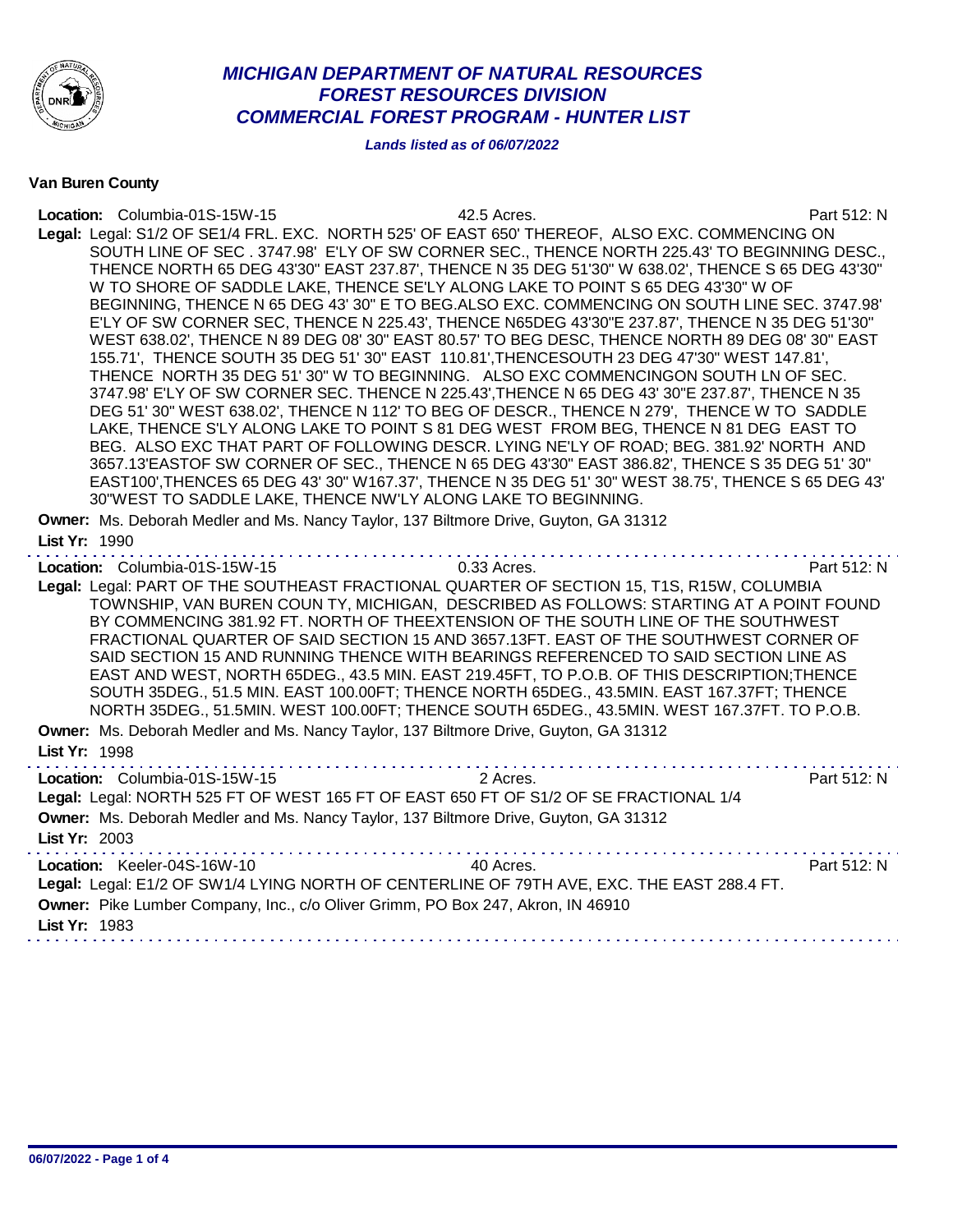# *MICHIGAN DEPARTMENT OF NATURAL RESOURCES*
## *FOREST RESOURCES DIVISION*
## *COMMERCIAL FOREST PROGRAM - HUNTER LIST*

***Lands listed as of 06/07/2022***

**Van Buren County**

**Location:** Columbia-01S-15W-15 — 42.5 Acres. — Part 512: N

**Legal:** Legal: S1/2 OF SE1/4 FRL. EXC. NORTH 525' OF EAST 650' THEREOF, ALSO EXC. COMMENCING ON SOUTH LINE OF SEC . 3747.98' E'LY OF SW CORNER SEC., THENCE NORTH 225.43' TO BEGINNING DESC., THENCE NORTH 65 DEG 43'30" EAST 237.87', THENCE N 35 DEG 51'30" W 638.02', THENCE S 65 DEG 43'30" W TO SHORE OF SADDLE LAKE, THENCE SE'LY ALONG LAKE TO POINT S 65 DEG 43'30" W OF BEGINNING, THENCE N 65 DEG 43' 30" E TO BEG.ALSO EXC. COMMENCING ON SOUTH LINE SEC. 3747.98' E'LY OF SW CORNER SEC, THENCE N 225.43', THENCE N65DEG 43'30"E 237.87', THENCE N 35 DEG 51'30" WEST 638.02', THENCE N 89 DEG 08' 30" EAST 80.57' TO BEG DESC, THENCE NORTH 89 DEG 08' 30" EAST 155.71', THENCE SOUTH 35 DEG 51' 30" EAST 110.81',THENCESOUTH 23 DEG 47'30" WEST 147.81', THENCE NORTH 35 DEG 51' 30" W TO BEGINNING. ALSO EXC COMMENCINGON SOUTH LN OF SEC. 3747.98' E'LY OF SW CORNER SEC. THENCE N 225.43',THENCE N 65 DEG 43' 30"E 237.87', THENCE N 35 DEG 51' 30" WEST 638.02', THENCE N 112' TO BEG OF DESCR., THENCE N 279', THENCE W TO SADDLE LAKE, THENCE S'LY ALONG LAKE TO POINT S 81 DEG WEST FROM BEG, THENCE N 81 DEG EAST TO BEG. ALSO EXC THAT PART OF FOLLOWING DESCR. LYING NE'LY OF ROAD; BEG. 381.92' NORTH AND 3657.13'EASTOF SW CORNER OF SEC., THENCE N 65 DEG 43'30" EAST 386.82', THENCE S 35 DEG 51' 30" EAST100',THENCES 65 DEG 43' 30" W167.37', THENCE N 35 DEG 51' 30" WEST 38.75', THENCE S 65 DEG 43' 30"WEST TO SADDLE LAKE, THENCE NW'LY ALONG LAKE TO BEGINNING.

**Owner:** Ms. Deborah Medler and Ms. Nancy Taylor, 137 Biltmore Drive, Guyton, GA 31312

**List Yr:** 1990

---

**Location:** Columbia-01S-15W-15 — 0.33 Acres. — Part 512: N

**Legal:** Legal: PART OF THE SOUTHEAST FRACTIONAL QUARTER OF SECTION 15, T1S, R15W, COLUMBIA TOWNSHIP, VAN BUREN COUN TY, MICHIGAN, DESCRIBED AS FOLLOWS: STARTING AT A POINT FOUND BY COMMENCING 381.92 FT. NORTH OF THEEXTENSION OF THE SOUTH LINE OF THE SOUTHWEST FRACTIONAL QUARTER OF SAID SECTION 15 AND 3657.13FT. EAST OF THE SOUTHWEST CORNER OF SAID SECTION 15 AND RUNNING THENCE WITH BEARINGS REFERENCED TO SAID SECTION LINE AS EAST AND WEST, NORTH 65DEG., 43.5 MIN. EAST 219.45FT, TO P.O.B. OF THIS DESCRIPTION;THENCE SOUTH 35DEG., 51.5 MIN. EAST 100.00FT; THENCE NORTH 65DEG., 43.5MIN. EAST 167.37FT; THENCE NORTH 35DEG., 51.5MIN. WEST 100.00FT; THENCE SOUTH 65DEG., 43.5MIN. WEST 167.37FT. TO P.O.B.

**Owner:** Ms. Deborah Medler and Ms. Nancy Taylor, 137 Biltmore Drive, Guyton, GA 31312

**List Yr:** 1998

---

**Location:** Columbia-01S-15W-15 — 2 Acres. — Part 512: N

**Legal:** Legal: NORTH 525 FT OF WEST 165 FT OF EAST 650 FT OF S1/2 OF SE FRACTIONAL 1/4

**Owner:** Ms. Deborah Medler and Ms. Nancy Taylor, 137 Biltmore Drive, Guyton, GA 31312

**List Yr:** 2003

---

**Location:** Keeler-04S-16W-10 — 40 Acres. — Part 512: N

**Legal:** Legal: E1/2 OF SW1/4 LYING NORTH OF CENTERLINE OF 79TH AVE, EXC. THE EAST 288.4 FT.

**Owner:** Pike Lumber Company, Inc., c/o Oliver Grimm, PO Box 247, Akron, IN 46910

**List Yr:** 1983

---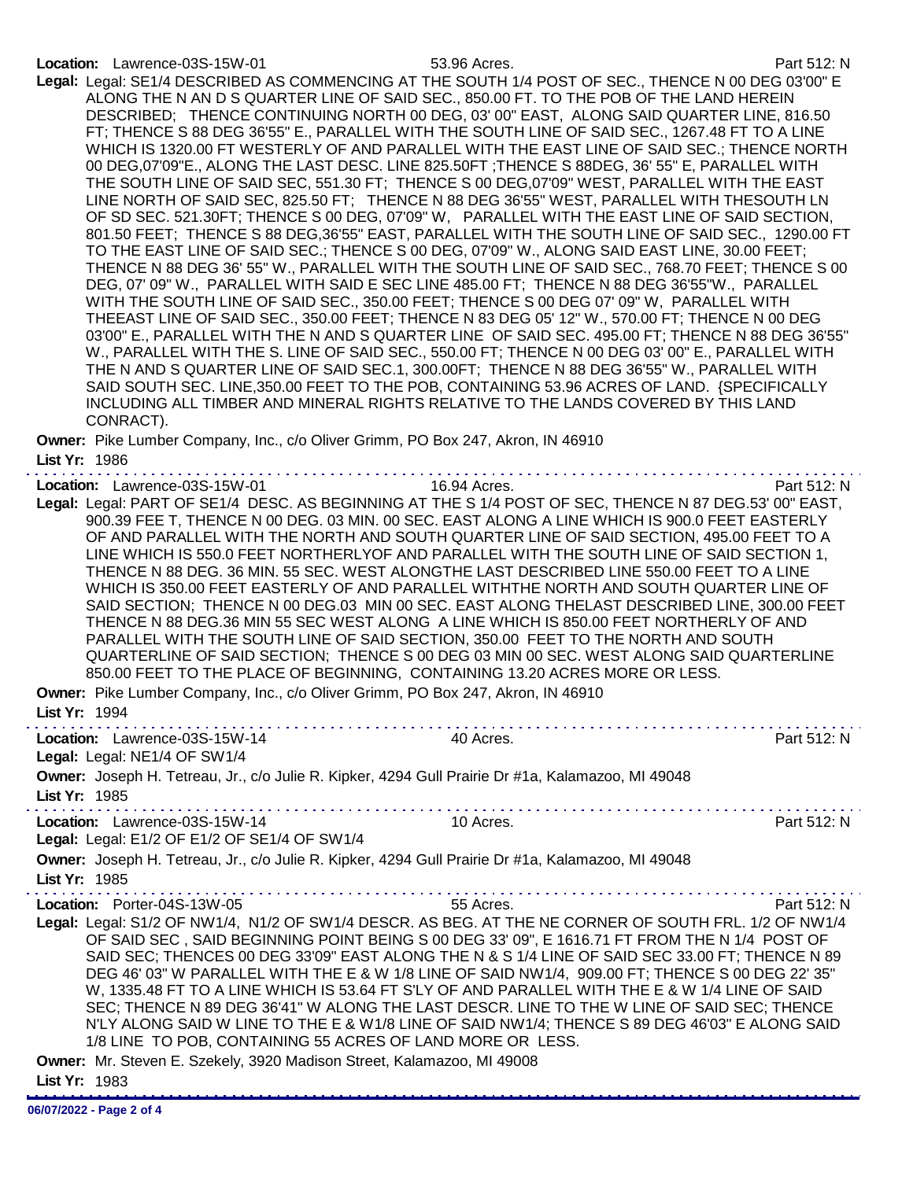**Location:** Lawrence-03S-15W-01 53.96 Acres. Part 512: N

**Legal:** Legal: SE1/4 DESCRIBED AS COMMENCING AT THE SOUTH 1/4 POST OF SEC., THENCE N 00 DEG 03'00" E ALONG THE N AN D S QUARTER LINE OF SAID SEC., 850.00 FT. TO THE POB OF THE LAND HEREIN DESCRIBED; THENCE CONTINUING NORTH 00 DEG, 03' 00" EAST, ALONG SAID QUARTER LINE, 816.50 FT; THENCE S 88 DEG 36'55" E., PARALLEL WITH THE SOUTH LINE OF SAID SEC., 1267.48 FT TO A LINE WHICH IS 1320.00 FT WESTERLY OF AND PARALLEL WITH THE EAST LINE OF SAID SEC.; THENCE NORTH 00 DEG,07'09"E., ALONG THE LAST DESC. LINE 825.50FT ;THENCE S 88DEG, 36' 55" E, PARALLEL WITH THE SOUTH LINE OF SAID SEC, 551.30 FT; THENCE S 00 DEG,07'09" WEST, PARALLEL WITH THE EAST LINE NORTH OF SAID SEC, 825.50 FT; THENCE N 88 DEG 36'55" WEST, PARALLEL WITH THESOUTH LN OF SD SEC. 521.30FT; THENCE S 00 DEG, 07'09" W, PARALLEL WITH THE EAST LINE OF SAID SECTION, 801.50 FEET; THENCE S 88 DEG,36'55" EAST, PARALLEL WITH THE SOUTH LINE OF SAID SEC., 1290.00 FT TO THE EAST LINE OF SAID SEC.; THENCE S 00 DEG, 07'09" W., ALONG SAID EAST LINE, 30.00 FEET; THENCE N 88 DEG 36' 55" W., PARALLEL WITH THE SOUTH LINE OF SAID SEC., 768.70 FEET; THENCE S 00 DEG, 07' 09" W., PARALLEL WITH SAID E SEC LINE 485.00 FT; THENCE N 88 DEG 36'55"W., PARALLEL WITH THE SOUTH LINE OF SAID SEC., 350.00 FEET; THENCE S 00 DEG 07' 09" W, PARALLEL WITH THEEAST LINE OF SAID SEC., 350.00 FEET; THENCE N 83 DEG 05' 12" W., 570.00 FT; THENCE N 00 DEG 03'00" E., PARALLEL WITH THE N AND S QUARTER LINE OF SAID SEC. 495.00 FT; THENCE N 88 DEG 36'55" W., PARALLEL WITH THE S. LINE OF SAID SEC., 550.00 FT; THENCE N 00 DEG 03' 00" E., PARALLEL WITH THE N AND S QUARTER LINE OF SAID SEC.1, 300.00FT; THENCE N 88 DEG 36'55" W., PARALLEL WITH SAID SOUTH SEC. LINE,350.00 FEET TO THE POB, CONTAINING 53.96 ACRES OF LAND. {SPECIFICALLY INCLUDING ALL TIMBER AND MINERAL RIGHTS RELATIVE TO THE LANDS COVERED BY THIS LAND CONRACT).

**Owner:** Pike Lumber Company, Inc., c/o Oliver Grimm, PO Box 247, Akron, IN 46910

**List Yr:** 1986

---

**Location:** Lawrence-03S-15W-01 16.94 Acres. Part 512: N

**Legal:** Legal: PART OF SE1/4 DESC. AS BEGINNING AT THE S 1/4 POST OF SEC, THENCE N 87 DEG.53' 00" EAST, 900.39 FEE T, THENCE N 00 DEG. 03 MIN. 00 SEC. EAST ALONG A LINE WHICH IS 900.0 FEET EASTERLY OF AND PARALLEL WITH THE NORTH AND SOUTH QUARTER LINE OF SAID SECTION, 495.00 FEET TO A LINE WHICH IS 550.0 FEET NORTHERLYOF AND PARALLEL WITH THE SOUTH LINE OF SAID SECTION 1, THENCE N 88 DEG. 36 MIN. 55 SEC. WEST ALONGTHE LAST DESCRIBED LINE 550.00 FEET TO A LINE WHICH IS 350.00 FEET EASTERLY OF AND PARALLEL WITHTHE NORTH AND SOUTH QUARTER LINE OF SAID SECTION; THENCE N 00 DEG.03 MIN 00 SEC. EAST ALONG THELAST DESCRIBED LINE, 300.00 FEET THENCE N 88 DEG.36 MIN 55 SEC WEST ALONG A LINE WHICH IS 850.00 FEET NORTHERLY OF AND PARALLEL WITH THE SOUTH LINE OF SAID SECTION, 350.00 FEET TO THE NORTH AND SOUTH QUARTERLINE OF SAID SECTION; THENCE S 00 DEG 03 MIN 00 SEC. WEST ALONG SAID QUARTERLINE 850.00 FEET TO THE PLACE OF BEGINNING, CONTAINING 13.20 ACRES MORE OR LESS.

**Owner:** Pike Lumber Company, Inc., c/o Oliver Grimm, PO Box 247, Akron, IN 46910

**List Yr:** 1994

---

**Location:** Lawrence-03S-15W-14 40 Acres. Part 512: N

**Legal:** Legal: NE1/4 OF SW1/4

**Owner:** Joseph H. Tetreau, Jr., c/o Julie R. Kipker, 4294 Gull Prairie Dr #1a, Kalamazoo, MI 49048

**List Yr:** 1985

---

**Location:** Lawrence-03S-15W-14 10 Acres. Part 512: N

**Legal:** Legal: E1/2 OF E1/2 OF SE1/4 OF SW1/4

**Owner:** Joseph H. Tetreau, Jr., c/o Julie R. Kipker, 4294 Gull Prairie Dr #1a, Kalamazoo, MI 49048

**List Yr:** 1985

---

**Location:** Porter-04S-13W-05 55 Acres. Part 512: N

**Legal:** Legal: S1/2 OF NW1/4, N1/2 OF SW1/4 DESCR. AS BEG. AT THE NE CORNER OF SOUTH FRL. 1/2 OF NW1/4 OF SAID SEC , SAID BEGINNING POINT BEING S 00 DEG 33' 09", E 1616.71 FT FROM THE N 1/4 POST OF SAID SEC; THENCES 00 DEG 33'09" EAST ALONG THE N & S 1/4 LINE OF SAID SEC 33.00 FT; THENCE N 89 DEG 46' 03" W PARALLEL WITH THE E & W 1/8 LINE OF SAID NW1/4, 909.00 FT; THENCE S 00 DEG 22' 35" W, 1335.48 FT TO A LINE WHICH IS 53.64 FT S'LY OF AND PARALLEL WITH THE E & W 1/4 LINE OF SAID SEC; THENCE N 89 DEG 36'41" W ALONG THE LAST DESCR. LINE TO THE W LINE OF SAID SEC; THENCE N'LY ALONG SAID W LINE TO THE E & W1/8 LINE OF SAID NW1/4; THENCE S 89 DEG 46'03" E ALONG SAID 1/8 LINE TO POB, CONTAINING 55 ACRES OF LAND MORE OR LESS.

**Owner:** Mr. Steven E. Szekely, 3920 Madison Street, Kalamazoo, MI 49008

**List Yr:** 1983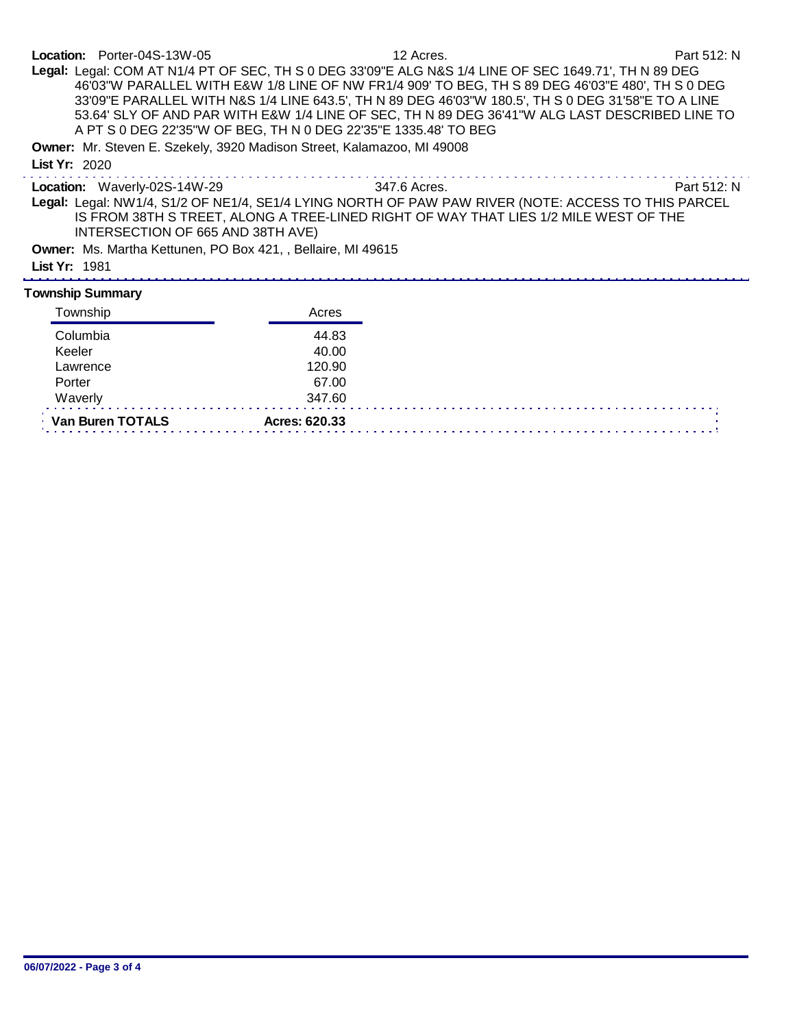**Location:** Porter-04S-13W-05 12 Acres. Part 512: N

**Legal:** Legal: COM AT N1/4 PT OF SEC, TH S 0 DEG 33'09"E ALG N&S 1/4 LINE OF SEC 1649.71', TH N 89 DEG 46'03"W PARALLEL WITH E&W 1/8 LINE OF NW FR1/4 909' TO BEG, TH S 89 DEG 46'03"E 480', TH S 0 DEG 33'09"E PARALLEL WITH N&S 1/4 LINE 643.5', TH N 89 DEG 46'03"W 180.5', TH S 0 DEG 31'58"E TO A LINE 53.64' SLY OF AND PAR WITH E&W 1/4 LINE OF SEC, TH N 89 DEG 36'41"W ALG LAST DESCRIBED LINE TO A PT S 0 DEG 22'35"W OF BEG, TH N 0 DEG 22'35"E 1335.48' TO BEG

**Owner:** Mr. Steven E. Szekely, 3920 Madison Street, Kalamazoo, MI 49008

**List Yr:** 2020

---

**Location:** Waverly-02S-14W-29 347.6 Acres. Part 512: N

**Legal:** Legal: NW1/4, S1/2 OF NE1/4, SE1/4 LYING NORTH OF PAW PAW RIVER (NOTE: ACCESS TO THIS PARCEL IS FROM 38TH S TREET, ALONG A TREE-LINED RIGHT OF WAY THAT LIES 1/2 MILE WEST OF THE INTERSECTION OF 665 AND 38TH AVE)

**Owner:** Ms. Martha Kettunen, PO Box 421, , Bellaire, MI 49615

**List Yr:** 1981

---

**Township Summary**

| Township | Acres |
|---|---|
| Columbia | 44.83 |
| Keeler | 40.00 |
| Lawrence | 120.90 |
| Porter | 67.00 |
| Waverly | 347.60 |
| **Van Buren TOTALS** | **Acres: 620.33** |